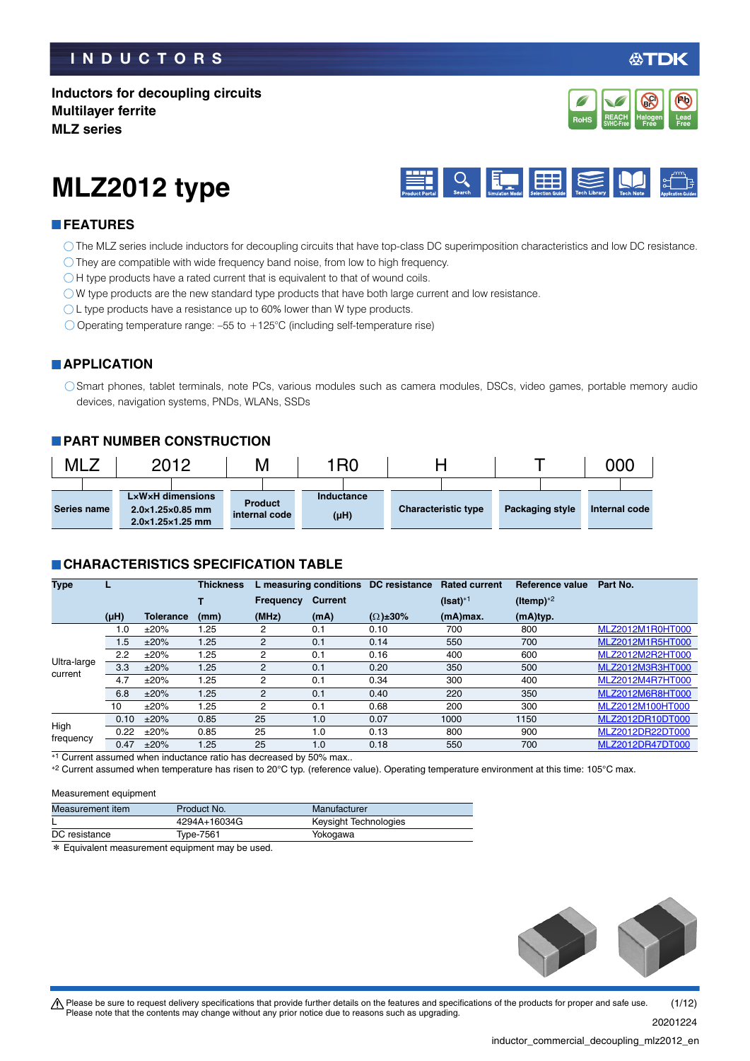INDUCTORS

**Inductors for decoupling circuits**
**Multilayer ferrite**
**MLZ series**

# MLZ2012 type

## FEATURES

- ◯ The MLZ series include inductors for decoupling circuits that have top-class DC superimposition characteristics and low DC resistance.
- ◯ They are compatible with wide frequency band noise, from low to high frequency.
- ◯ H type products have a rated current that is equivalent to that of wound coils.
- ◯ W type products are the new standard type products that have both large current and low resistance.
- ◯ L type products have a resistance up to 60% lower than W type products.
- ◯ Operating temperature range: –55 to +125°C (including self-temperature rise)

## APPLICATION

- ◯ Smart phones, tablet terminals, note PCs, various modules such as camera modules, DSCs, video games, portable memory audio devices, navigation systems, PNDs, WLANs, SSDs

## PART NUMBER CONSTRUCTION

| MLZ | 2012 | M | 1R0 | H | T | 000 |
|---|---|---|---|---|---|---|
| Series name | L×W×H dimensions<br>2.0×1.25×0.85 mm<br>2.0×1.25×1.25 mm | Product internal code | Inductance (μH) | Characteristic type | Packaging style | Internal code |

## CHARACTERISTICS SPECIFICATION TABLE

| Type | L | | Thickness | L measuring conditions | | DC resistance | Rated current | Reference value | Part No. |
|---|---|---|---|---|---|---|---|---|---|
| | | | T | Frequency | Current | | (Isat)*1 | (Itemp)*2 | |
| | (μH) | Tolerance | (mm) | (MHz) | (mA) | (Ω)±30% | (mA)max. | (mA)typ. | |
| Ultra-large current | 1.0 | ±20% | 1.25 | 2 | 0.1 | 0.10 | 700 | 800 | MLZ2012M1R0HT000 |
| | 1.5 | ±20% | 1.25 | 2 | 0.1 | 0.14 | 550 | 700 | MLZ2012M1R5HT000 |
| | 2.2 | ±20% | 1.25 | 2 | 0.1 | 0.16 | 400 | 600 | MLZ2012M2R2HT000 |
| | 3.3 | ±20% | 1.25 | 2 | 0.1 | 0.20 | 350 | 500 | MLZ2012M3R3HT000 |
| | 4.7 | ±20% | 1.25 | 2 | 0.1 | 0.34 | 300 | 400 | MLZ2012M4R7HT000 |
| | 6.8 | ±20% | 1.25 | 2 | 0.1 | 0.40 | 220 | 350 | MLZ2012M6R8HT000 |
| | 10 | ±20% | 1.25 | 2 | 0.1 | 0.68 | 200 | 300 | MLZ2012M100HT000 |
| High frequency | 0.10 | ±20% | 0.85 | 25 | 1.0 | 0.07 | 1000 | 1150 | MLZ2012DR10DT000 |
| | 0.22 | ±20% | 0.85 | 25 | 1.0 | 0.13 | 800 | 900 | MLZ2012DR22DT000 |
| | 0.47 | ±20% | 1.25 | 25 | 1.0 | 0.18 | 550 | 700 | MLZ2012DR47DT000 |

*1 Current assumed when inductance ratio has decreased by 50% max..
*2 Current assumed when temperature has risen to 20°C typ. (reference value). Operating temperature environment at this time: 105°C max.

Measurement equipment

| Measurement item | Product No. | Manufacturer |
|---|---|---|
| L | 4294A+16034G | Keysight Technologies |
| DC resistance | Type-7561 | Yokogawa |

* Equivalent measurement equipment may be used.

⚠ Please be sure to request delivery specifications that provide further details on the features and specifications of the products for proper and safe use.
Please note that the contents may change without any prior notice due to reasons such as upgrading.

20201224
inductor_commercial_decoupling_mlz2012_en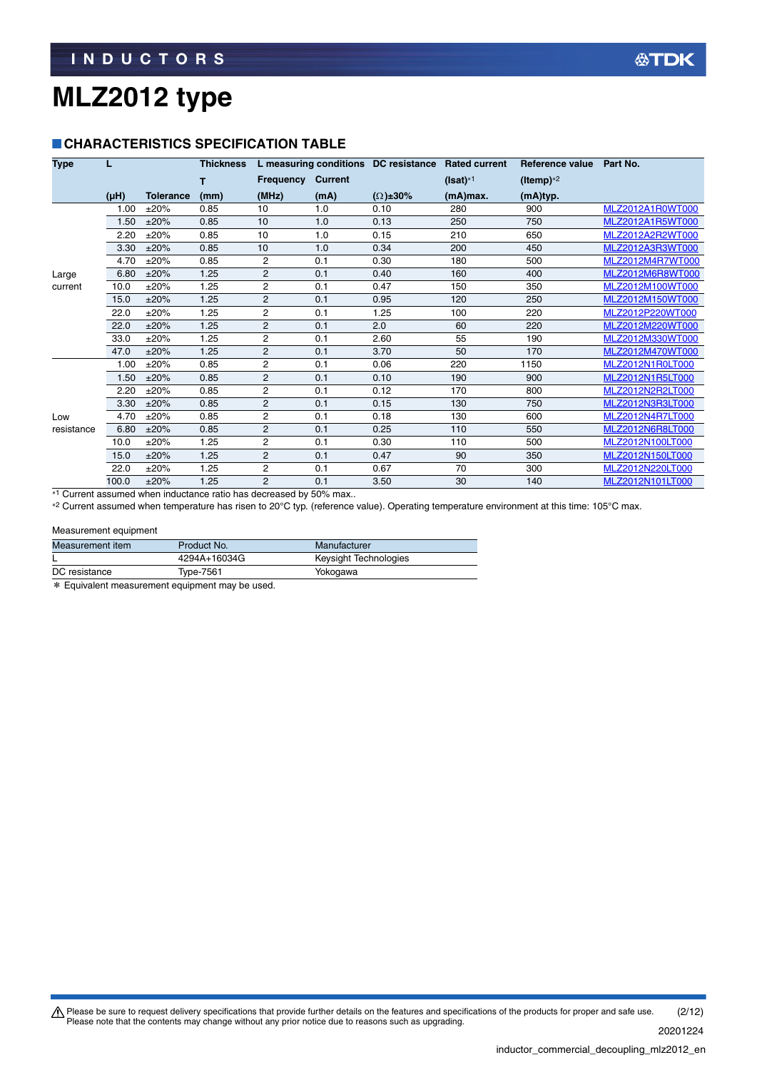# MLZ2012 type

## CHARACTERISTICS SPECIFICATION TABLE

| Type | L | | Thickness | L measuring conditions | | DC resistance | Rated current | Reference value | Part No. |
|---|---|---|---|---|---|---|---|---|---|
| | | | T | Frequency | Current | | (Isat)*1 | (Itemp)*2 | |
| | (μH) | Tolerance | (mm) | (MHz) | (mA) | (Ω)±30% | (mA)max. | (mA)typ. | |
| Large current | 1.00 | ±20% | 0.85 | 10 | 1.0 | 0.10 | 280 | 900 | MLZ2012A1R0WT000 |
| | 1.50 | ±20% | 0.85 | 10 | 1.0 | 0.13 | 250 | 750 | MLZ2012A1R5WT000 |
| | 2.20 | ±20% | 0.85 | 10 | 1.0 | 0.15 | 210 | 650 | MLZ2012A2R2WT000 |
| | 3.30 | ±20% | 0.85 | 10 | 1.0 | 0.34 | 200 | 450 | MLZ2012A3R3WT000 |
| | 4.70 | ±20% | 0.85 | 2 | 0.1 | 0.30 | 180 | 500 | MLZ2012M4R7WT000 |
| | 6.80 | ±20% | 1.25 | 2 | 0.1 | 0.40 | 160 | 400 | MLZ2012M6R8WT000 |
| | 10.0 | ±20% | 1.25 | 2 | 0.1 | 0.47 | 150 | 350 | MLZ2012M100WT000 |
| | 15.0 | ±20% | 1.25 | 2 | 0.1 | 0.95 | 120 | 250 | MLZ2012M150WT000 |
| | 22.0 | ±20% | 1.25 | 2 | 0.1 | 1.25 | 100 | 220 | MLZ2012P220WT000 |
| | 22.0 | ±20% | 1.25 | 2 | 0.1 | 2.0 | 60 | 220 | MLZ2012M220WT000 |
| | 33.0 | ±20% | 1.25 | 2 | 0.1 | 2.60 | 55 | 190 | MLZ2012M330WT000 |
| | 47.0 | ±20% | 1.25 | 2 | 0.1 | 3.70 | 50 | 170 | MLZ2012M470WT000 |
| Low resistance | 1.00 | ±20% | 0.85 | 2 | 0.1 | 0.06 | 220 | 1150 | MLZ2012N1R0LT000 |
| | 1.50 | ±20% | 0.85 | 2 | 0.1 | 0.10 | 190 | 900 | MLZ2012N1R5LT000 |
| | 2.20 | ±20% | 0.85 | 2 | 0.1 | 0.12 | 170 | 800 | MLZ2012N2R2LT000 |
| | 3.30 | ±20% | 0.85 | 2 | 0.1 | 0.15 | 130 | 750 | MLZ2012N3R3LT000 |
| | 4.70 | ±20% | 0.85 | 2 | 0.1 | 0.18 | 130 | 600 | MLZ2012N4R7LT000 |
| | 6.80 | ±20% | 0.85 | 2 | 0.1 | 0.25 | 110 | 550 | MLZ2012N6R8LT000 |
| | 10.0 | ±20% | 1.25 | 2 | 0.1 | 0.30 | 110 | 500 | MLZ2012N100LT000 |
| | 15.0 | ±20% | 1.25 | 2 | 0.1 | 0.47 | 90 | 350 | MLZ2012N150LT000 |
| | 22.0 | ±20% | 1.25 | 2 | 0.1 | 0.67 | 70 | 300 | MLZ2012N220LT000 |
| | 100.0 | ±20% | 1.25 | 2 | 0.1 | 3.50 | 30 | 140 | MLZ2012N101LT000 |

*1 Current assumed when inductance ratio has decreased by 50% max..

*2 Current assumed when temperature has risen to 20°C typ. (reference value). Operating temperature environment at this time: 105°C max.

Measurement equipment

| Measurement item | Product No. | Manufacturer |
|---|---|---|
| L | 4294A+16034G | Keysight Technologies |
| DC resistance | Type-7561 | Yokogawa |

* Equivalent measurement equipment may be used.

⚠ Please be sure to request delivery specifications that provide further details on the features and specifications of the products for proper and safe use. Please note that the contents may change without any prior notice due to reasons such as upgrading.

20201224

inductor_commercial_decoupling_mlz2012_en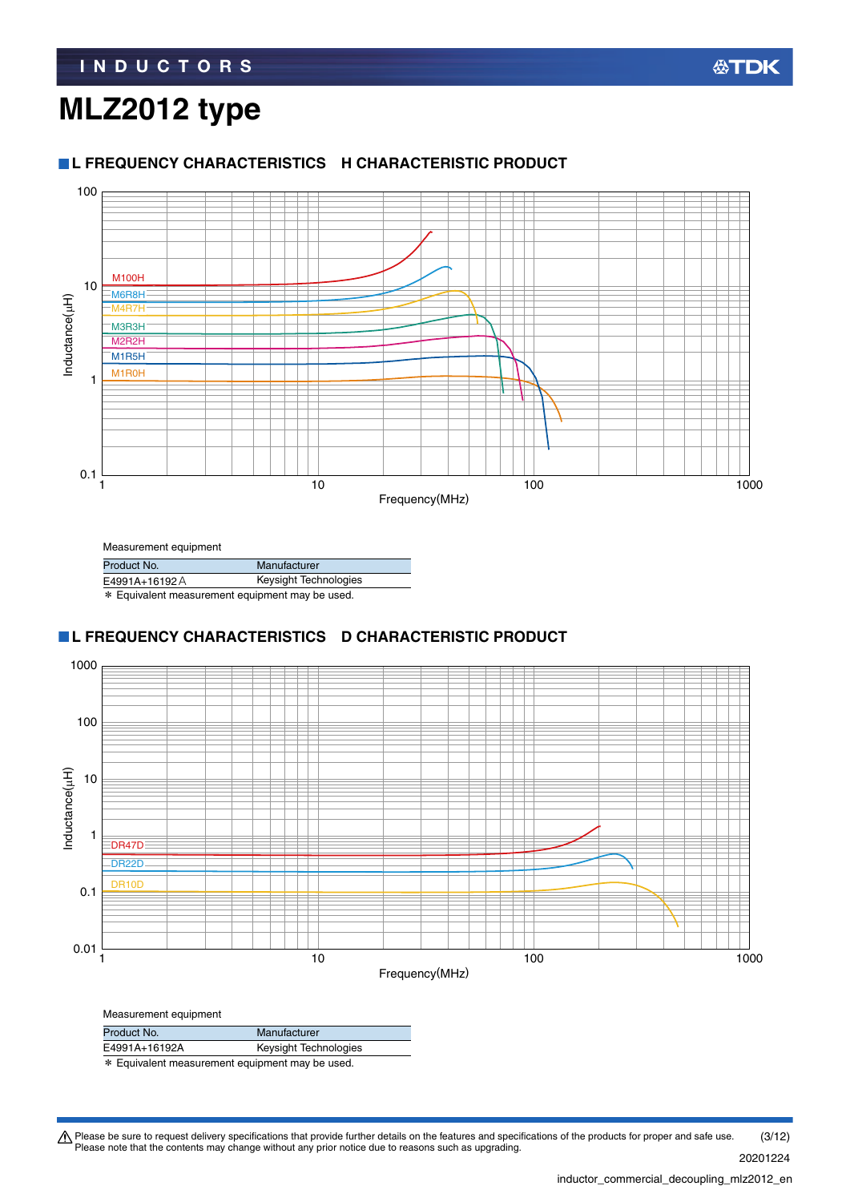# MLZ2012 type

## L FREQUENCY CHARACTERISTICS　H CHARACTERISTIC PRODUCT

Measurement equipment

| Product No. | Manufacturer |
|---|---|
| E4991A+16192A | Keysight Technologies |

∗ Equivalent measurement equipment may be used.

## L FREQUENCY CHARACTERISTICS　D CHARACTERISTIC PRODUCT

Measurement equipment

| Product No. | Manufacturer |
|---|---|
| E4991A+16192A | Keysight Technologies |

∗ Equivalent measurement equipment may be used.

⚠ Please be sure to request delivery specifications that provide further details on the features and specifications of the products for proper and safe use.
Please note that the contents may change without any prior notice due to reasons such as upgrading.

20201224

inductor_commercial_decoupling_mlz2012_en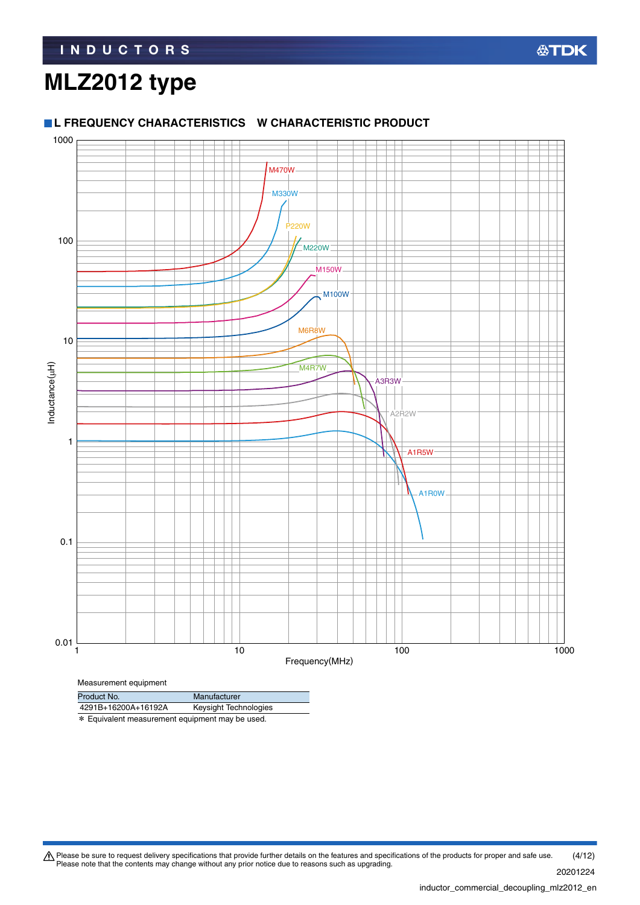# MLZ2012 type

## L FREQUENCY CHARACTERISTICS　W CHARACTERISTIC PRODUCT

Inductance(μH)

1000
100
10
1
0.1
0.01

1　10　100　1000

Frequency(MHz)

M470W, M330W, P220W, M220W, M150W, M100W, M6R8W, M4R7W, A3R3W, A2R2W, A1R5W, A1R0W

Measurement equipment

| Product No. | Manufacturer |
|---|---|
| 4291B+16200A+16192A | Keysight Technologies |

＊ Equivalent measurement equipment may be used.

⚠ Please be sure to request delivery specifications that provide further details on the features and specifications of the products for proper and safe use.
Please note that the contents may change without any prior notice due to reasons such as upgrading.

20201224

inductor_commercial_decoupling_mlz2012_en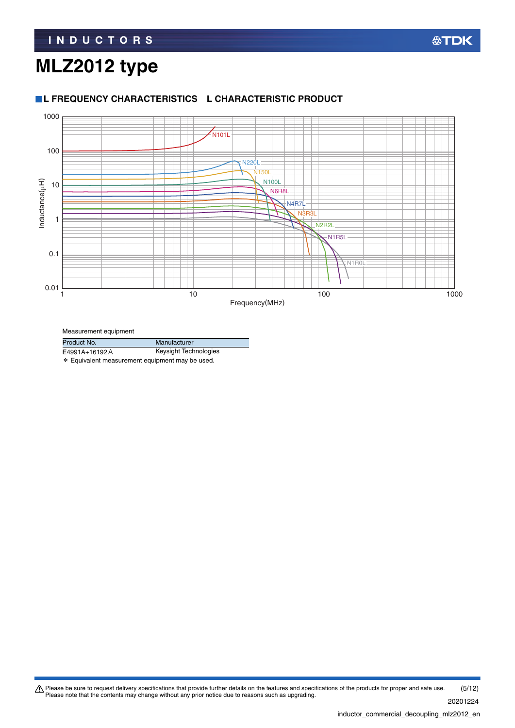# MLZ2012 type

## L FREQUENCY CHARACTERISTICS　L CHARACTERISTIC PRODUCT

Measurement equipment

| Product No. | Manufacturer |
|---|---|
| E4991A+16192A | Keysight Technologies |

\* Equivalent measurement equipment may be used.

⚠ Please be sure to request delivery specifications that provide further details on the features and specifications of the products for proper and safe use. Please note that the contents may change without any prior notice due to reasons such as upgrading.

20201224

inductor_commercial_decoupling_mlz2012_en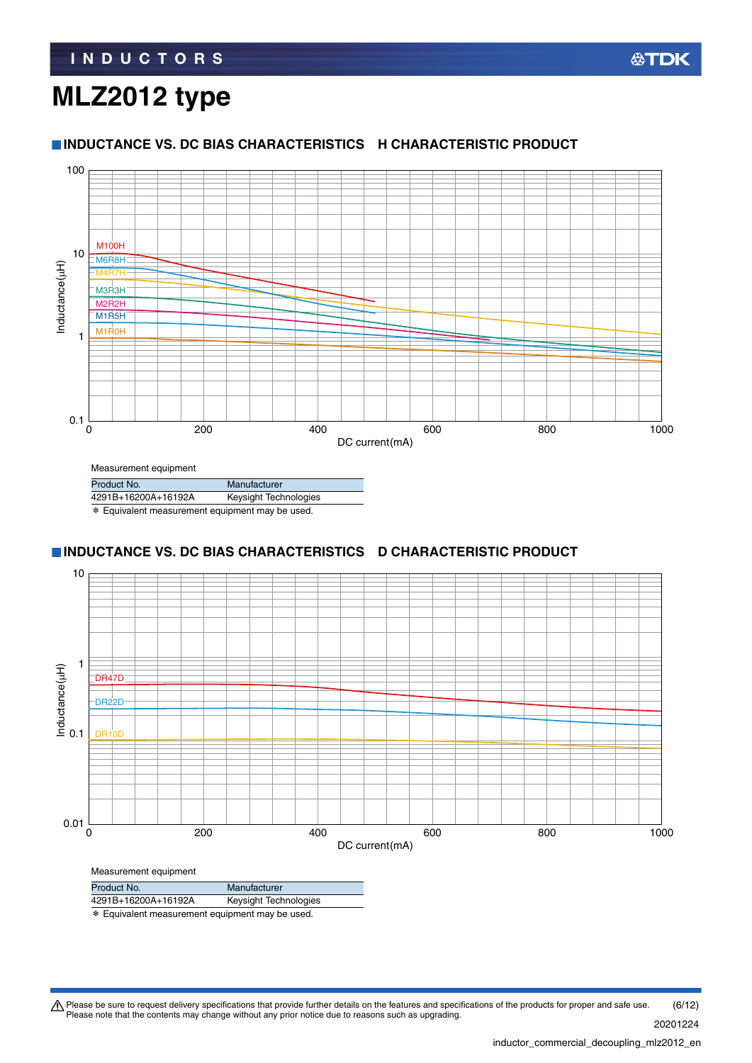# MLZ2012 type

## INDUCTANCE VS. DC BIAS CHARACTERISTICS H CHARACTERISTIC PRODUCT

Measurement equipment

| Product No. | Manufacturer |
|---|---|
| 4291B+16200A+16192A | Keysight Technologies |

* Equivalent measurement equipment may be used.

## INDUCTANCE VS. DC BIAS CHARACTERISTICS D CHARACTERISTIC PRODUCT

Measurement equipment

| Product No. | Manufacturer |
|---|---|
| 4291B+16200A+16192A | Keysight Technologies |

* Equivalent measurement equipment may be used.

⚠ Please be sure to request delivery specifications that provide further details on the features and specifications of the products for proper and safe use.
Please note that the contents may change without any prior notice due to reasons such as upgrading.

20201224

inductor_commercial_decoupling_mlz2012_en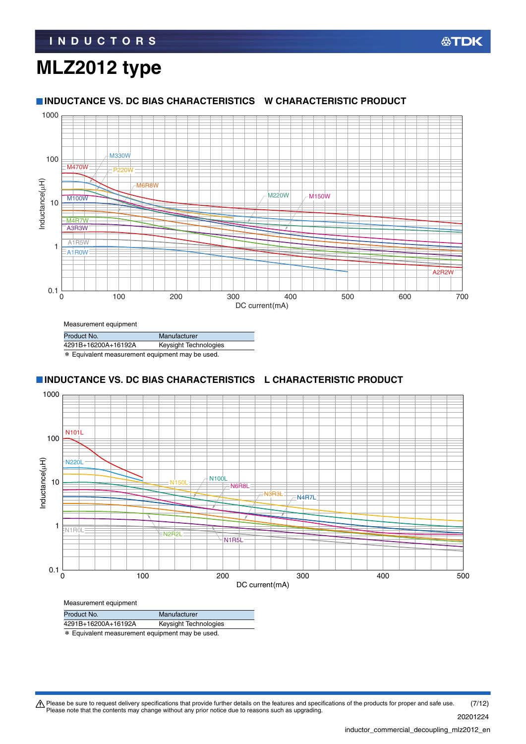# MLZ2012 type

## INDUCTANCE VS. DC BIAS CHARACTERISTICS W CHARACTERISTIC PRODUCT

Measurement equipment

| Product No. | Manufacturer |
| --- | --- |
| 4291B+16200A+16192A | Keysight Technologies |

* Equivalent measurement equipment may be used.

## INDUCTANCE VS. DC BIAS CHARACTERISTICS L CHARACTERISTIC PRODUCT

Measurement equipment

| Product No. | Manufacturer |
| --- | --- |
| 4291B+16200A+16192A | Keysight Technologies |

* Equivalent measurement equipment may be used.

⚠ Please be sure to request delivery specifications that provide further details on the features and specifications of the products for proper and safe use.
Please note that the contents may change without any prior notice due to reasons such as upgrading.

20201224

inductor_commercial_decoupling_mlz2012_en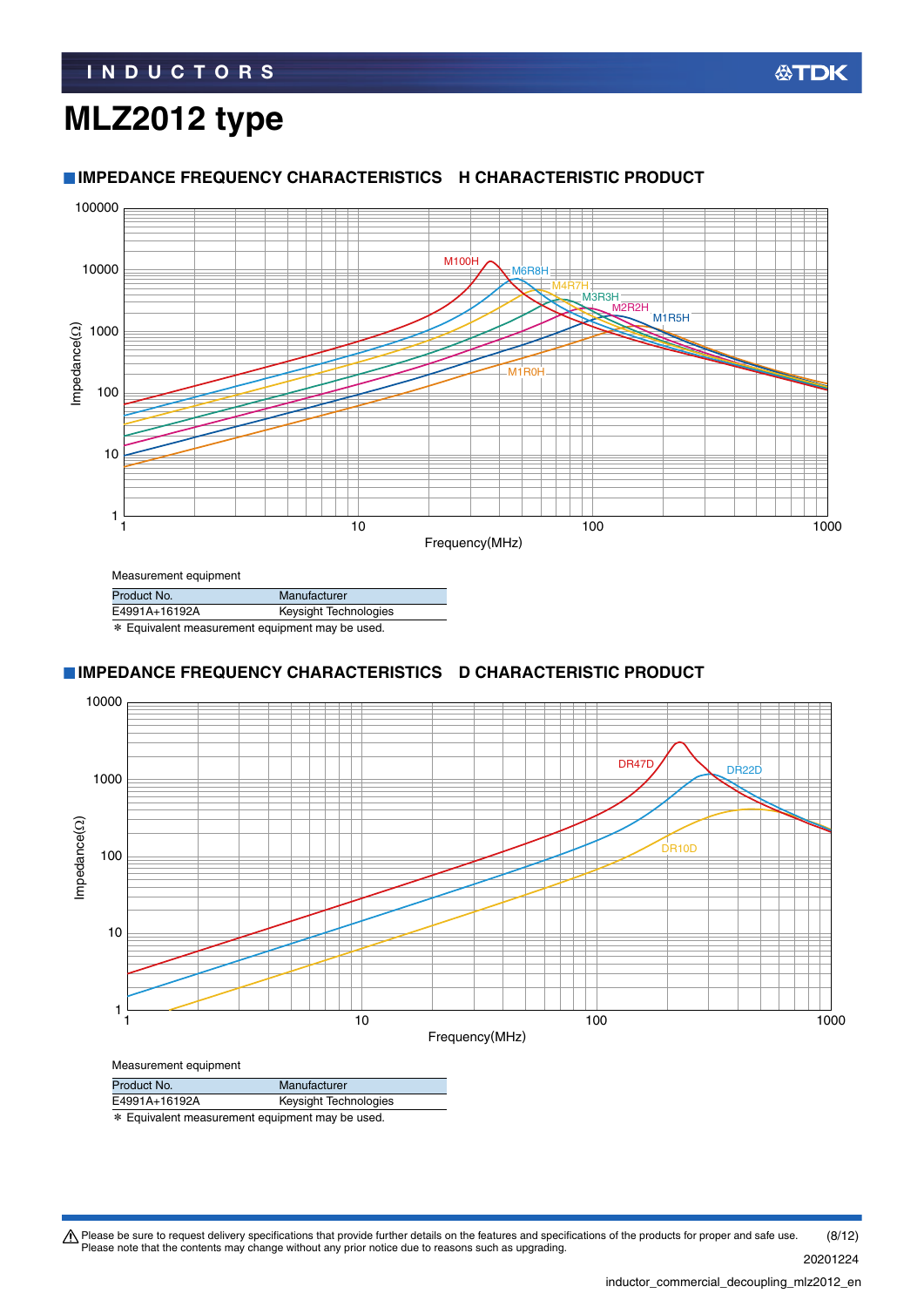# MLZ2012 type

## IMPEDANCE FREQUENCY CHARACTERISTICS H CHARACTERISTIC PRODUCT

Measurement equipment

| Product No. | Manufacturer |
|---|---|
| E4991A+16192A | Keysight Technologies |

＊ Equivalent measurement equipment may be used.

## IMPEDANCE FREQUENCY CHARACTERISTICS D CHARACTERISTIC PRODUCT

Measurement equipment

| Product No. | Manufacturer |
|---|---|
| E4991A+16192A | Keysight Technologies |

＊ Equivalent measurement equipment may be used.

⚠ Please be sure to request delivery specifications that provide further details on the features and specifications of the products for proper and safe use. Please note that the contents may change without any prior notice due to reasons such as upgrading.

20201224

inductor_commercial_decoupling_mlz2012_en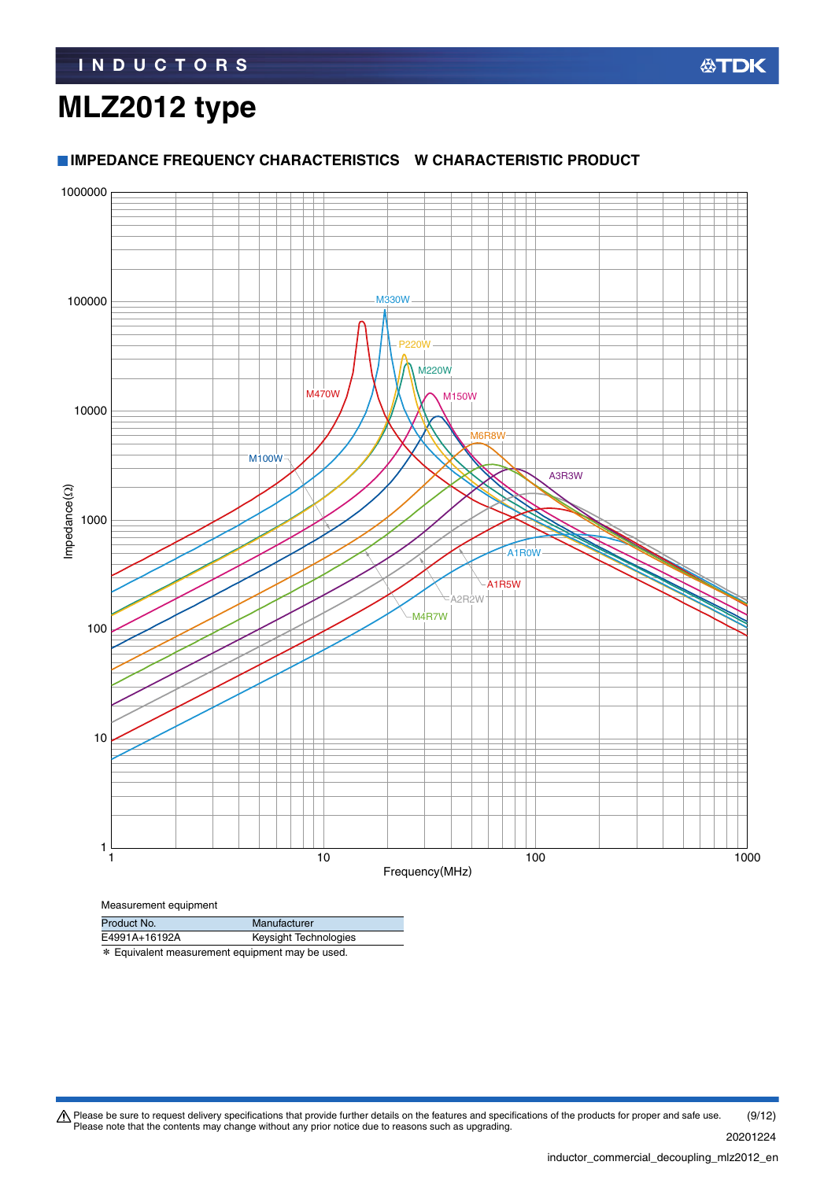# MLZ2012 type

## IMPEDANCE FREQUENCY CHARACTERISTICS　W CHARACTERISTIC PRODUCT

Measurement equipment

| Product No. | Manufacturer |
|---|---|
| E4991A+16192A | Keysight Technologies |

* Equivalent measurement equipment may be used.

⚠ Please be sure to request delivery specifications that provide further details on the features and specifications of the products for proper and safe use.
Please note that the contents may change without any prior notice due to reasons such as upgrading.

20201224

inductor_commercial_decoupling_mlz2012_en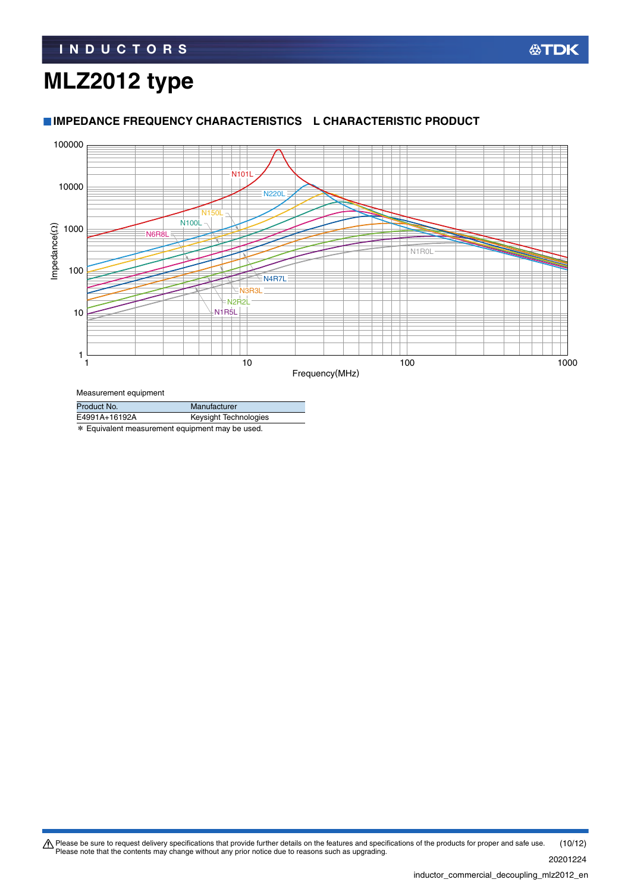# MLZ2012 type

## IMPEDANCE FREQUENCY CHARACTERISTICS　L CHARACTERISTIC PRODUCT

Measurement equipment

| Product No. | Manufacturer |
|---|---|
| E4991A+16192A | Keysight Technologies |

* Equivalent measurement equipment may be used.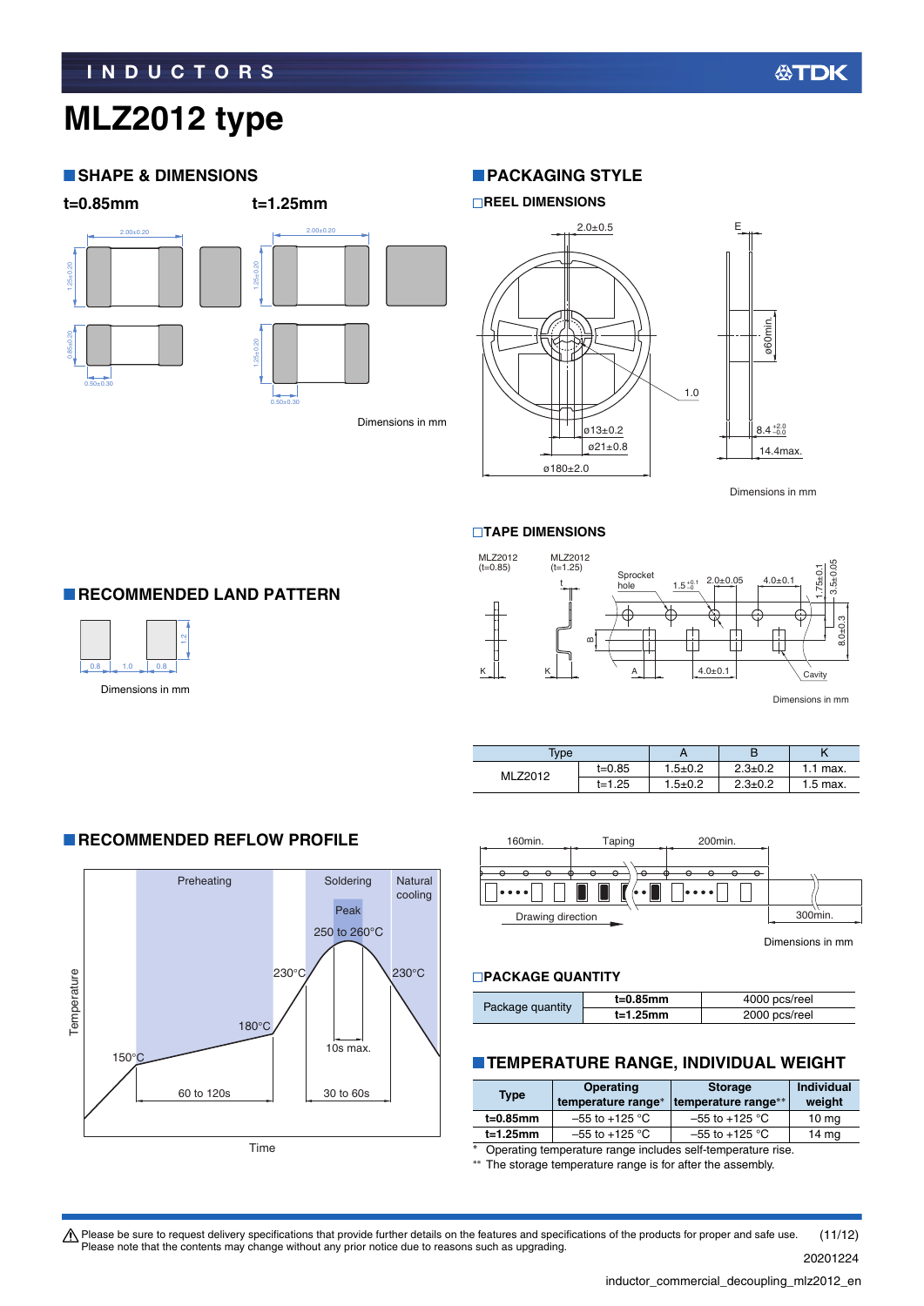INDUCTORS

# MLZ2012 type

## SHAPE & DIMENSIONS

t=0.85mm

t=1.25mm

Dimensions in mm

## PACKAGING STYLE

### REEL DIMENSIONS

Dimensions in mm

### TAPE DIMENSIONS

Dimensions in mm

| Type | | A | B | K |
|---|---|---|---|---|
| MLZ2012 | t=0.85 | 1.5±0.2 | 2.3±0.2 | 1.1 max. |
| | t=1.25 | 1.5±0.2 | 2.3±0.2 | 1.5 max. |

Dimensions in mm

### PACKAGE QUANTITY

| Package quantity | |
|---|---|
| t=0.85mm | 4000 pcs/reel |
| t=1.25mm | 2000 pcs/reel |

## RECOMMENDED LAND PATTERN

Dimensions in mm

## RECOMMENDED REFLOW PROFILE

## TEMPERATURE RANGE, INDIVIDUAL WEIGHT

| Type | Operating temperature range* | Storage temperature range** | Individual weight |
|---|---|---|---|
| t=0.85mm | –55 to +125 °C | –55 to +125 °C | 10 mg |
| t=1.25mm | –55 to +125 °C | –55 to +125 °C | 14 mg |

\* Operating temperature range includes self-temperature rise.

\*\* The storage temperature range is for after the assembly.

⚠ Please be sure to request delivery specifications that provide further details on the features and specifications of the products for proper and safe use.
Please note that the contents may change without any prior notice due to reasons such as upgrading.

20201224

inductor_commercial_decoupling_mlz2012_en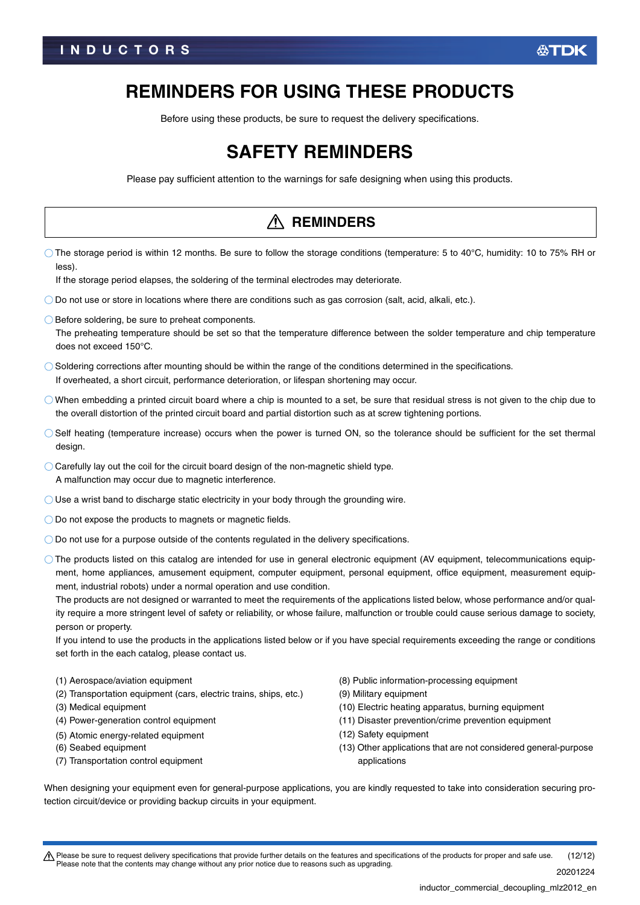# REMINDERS FOR USING THESE PRODUCTS

Before using these products, be sure to request the delivery specifications.

# SAFETY REMINDERS

Please pay sufficient attention to the warnings for safe designing when using this products.

## ⚠ REMINDERS

- ◯ The storage period is within 12 months. Be sure to follow the storage conditions (temperature: 5 to 40°C, humidity: 10 to 75% RH or less).
  If the storage period elapses, the soldering of the terminal electrodes may deteriorate.
- ◯ Do not use or store in locations where there are conditions such as gas corrosion (salt, acid, alkali, etc.).
- ◯ Before soldering, be sure to preheat components.
  The preheating temperature should be set so that the temperature difference between the solder temperature and chip temperature does not exceed 150°C.
- ◯ Soldering corrections after mounting should be within the range of the conditions determined in the specifications.
  If overheated, a short circuit, performance deterioration, or lifespan shortening may occur.
- ◯ When embedding a printed circuit board where a chip is mounted to a set, be sure that residual stress is not given to the chip due to the overall distortion of the printed circuit board and partial distortion such as at screw tightening portions.
- ◯ Self heating (temperature increase) occurs when the power is turned ON, so the tolerance should be sufficient for the set thermal design.
- ◯ Carefully lay out the coil for the circuit board design of the non-magnetic shield type.
  A malfunction may occur due to magnetic interference.
- ◯ Use a wrist band to discharge static electricity in your body through the grounding wire.
- ◯ Do not expose the products to magnets or magnetic fields.
- ◯ Do not use for a purpose outside of the contents regulated in the delivery specifications.
- ◯ The products listed on this catalog are intended for use in general electronic equipment (AV equipment, telecommunications equipment, home appliances, amusement equipment, computer equipment, personal equipment, office equipment, measurement equipment, industrial robots) under a normal operation and use condition.
  The products are not designed or warranted to meet the requirements of the applications listed below, whose performance and/or quality require a more stringent level of safety or reliability, or whose failure, malfunction or trouble could cause serious damage to society, person or property.
  If you intend to use the products in the applications listed below or if you have special requirements exceeding the range or conditions set forth in the each catalog, please contact us.

  (1) Aerospace/aviation equipment
  (2) Transportation equipment (cars, electric trains, ships, etc.)
  (3) Medical equipment
  (4) Power-generation control equipment
  (5) Atomic energy-related equipment
  (6) Seabed equipment
  (7) Transportation control equipment
  (8) Public information-processing equipment
  (9) Military equipment
  (10) Electric heating apparatus, burning equipment
  (11) Disaster prevention/crime prevention equipment
  (12) Safety equipment
  (13) Other applications that are not considered general-purpose applications

When designing your equipment even for general-purpose applications, you are kindly requested to take into consideration securing protection circuit/device or providing backup circuits in your equipment.

⚠ Please be sure to request delivery specifications that provide further details on the features and specifications of the products for proper and safe use.
Please note that the contents may change without any prior notice due to reasons such as upgrading.

20201224

inductor_commercial_decoupling_mlz2012_en